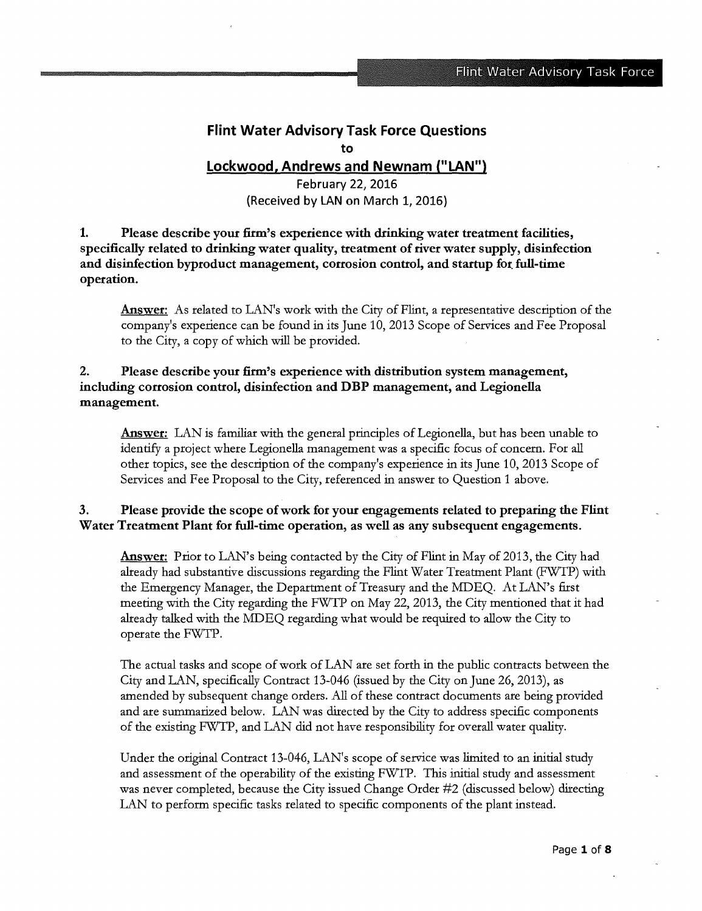# Flint Water Advisory Task Force Questions

to

## Lockwood, Andrews and Newnam ("LAN")

February 22, 2016
(Received by LAN on March 1, 2016)

**1. Please describe your firm's experience with drinking water treatment facilities, specifically related to drinking water quality, treatment of river water supply, disinfection and disinfection byproduct management, corrosion control, and startup for full-time operation.**

**Answer:** As related to LAN's work with the City of Flint, a representative description of the company's experience can be found in its June 10, 2013 Scope of Services and Fee Proposal to the City, a copy of which will be provided.

**2. Please describe your firm's experience with distribution system management, including corrosion control, disinfection and DBP management, and Legionella management.**

**Answer:** LAN is familiar with the general principles of Legionella, but has been unable to identify a project where Legionella management was a specific focus of concern. For all other topics, see the description of the company's experience in its June 10, 2013 Scope of Services and Fee Proposal to the City, referenced in answer to Question 1 above.

**3. Please provide the scope of work for your engagements related to preparing the Flint Water Treatment Plant for full-time operation, as well as any subsequent engagements.**

**Answer:** Prior to LAN's being contacted by the City of Flint in May of 2013, the City had already had substantive discussions regarding the Flint Water Treatment Plant (FWTP) with the Emergency Manager, the Department of Treasury and the MDEQ. At LAN's first meeting with the City regarding the FWTP on May 22, 2013, the City mentioned that it had already talked with the MDEQ regarding what would be required to allow the City to operate the FWTP.

The actual tasks and scope of work of LAN are set forth in the public contracts between the City and LAN, specifically Contract 13-046 (issued by the City on June 26, 2013), as amended by subsequent change orders. All of these contract documents are being provided and are summarized below. LAN was directed by the City to address specific components of the existing FWTP, and LAN did not have responsibility for overall water quality.

Under the original Contract 13-046, LAN's scope of service was limited to an initial study and assessment of the operability of the existing FWTP. This initial study and assessment was never completed, because the City issued Change Order #2 (discussed below) directing LAN to perform specific tasks related to specific components of the plant instead.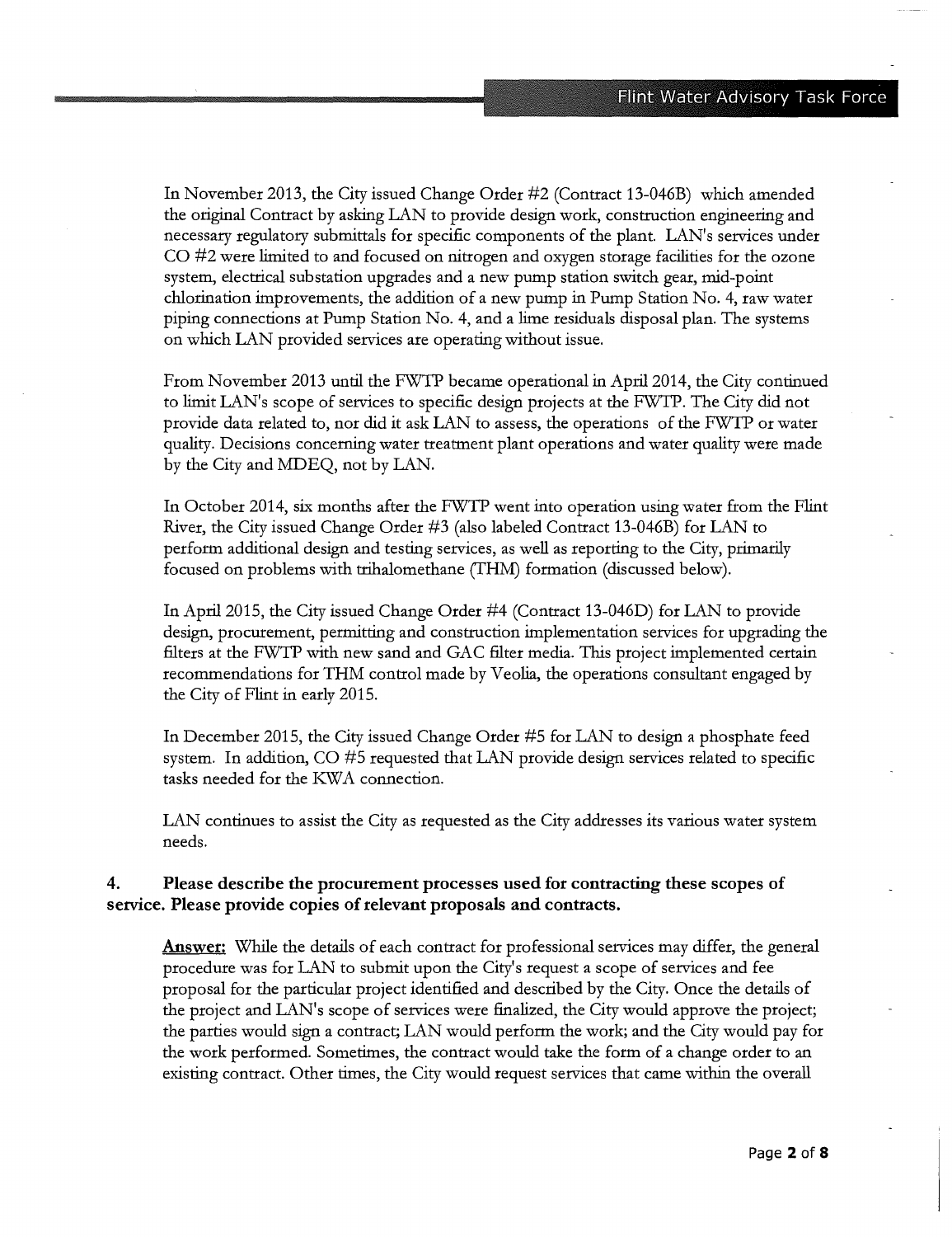In November 2013, the City issued Change Order #2 (Contract 13-046B) which amended the original Contract by asking LAN to provide design work, construction engineering and necessary regulatory submittals for specific components of the plant. LAN's services under CO #2 were limited to and focused on nitrogen and oxygen storage facilities for the ozone system, electrical substation upgrades and a new pump station switch gear, mid-point chlorination improvements, the addition of a new pump in Pump Station No. 4, raw water piping connections at Pump Station No. 4, and a lime residuals disposal plan. The systems on which LAN provided services are operating without issue.

From November 2013 until the FWTP became operational in April 2014, the City continued to limit LAN's scope of services to specific design projects at the FWTP. The City did not provide data related to, nor did it ask LAN to assess, the operations of the FWTP or water quality. Decisions concerning water treatment plant operations and water quality were made by the City and MDEQ, not by LAN.

In October 2014, six months after the FWTP went into operation using water from the Flint River, the City issued Change Order #3 (also labeled Contract 13-046B) for LAN to perform additional design and testing services, as well as reporting to the City, primarily focused on problems with trihalomethane (THM) formation (discussed below).

In April 2015, the City issued Change Order #4 (Contract 13-046D) for LAN to provide design, procurement, permitting and construction implementation services for upgrading the filters at the FWTP with new sand and GAC filter media. This project implemented certain recommendations for THM control made by Veolia, the operations consultant engaged by the City of Flint in early 2015.

In December 2015, the City issued Change Order #5 for LAN to design a phosphate feed system. In addition, CO #5 requested that LAN provide design services related to specific tasks needed for the KWA connection.

LAN continues to assist the City as requested as the City addresses its various water system needs.

**4. Please describe the procurement processes used for contracting these scopes of service. Please provide copies of relevant proposals and contracts.**

__Answer:__ While the details of each contract for professional services may differ, the general procedure was for LAN to submit upon the City's request a scope of services and fee proposal for the particular project identified and described by the City. Once the details of the project and LAN's scope of services were finalized, the City would approve the project; the parties would sign a contract; LAN would perform the work; and the City would pay for the work performed. Sometimes, the contract would take the form of a change order to an existing contract. Other times, the City would request services that came within the overall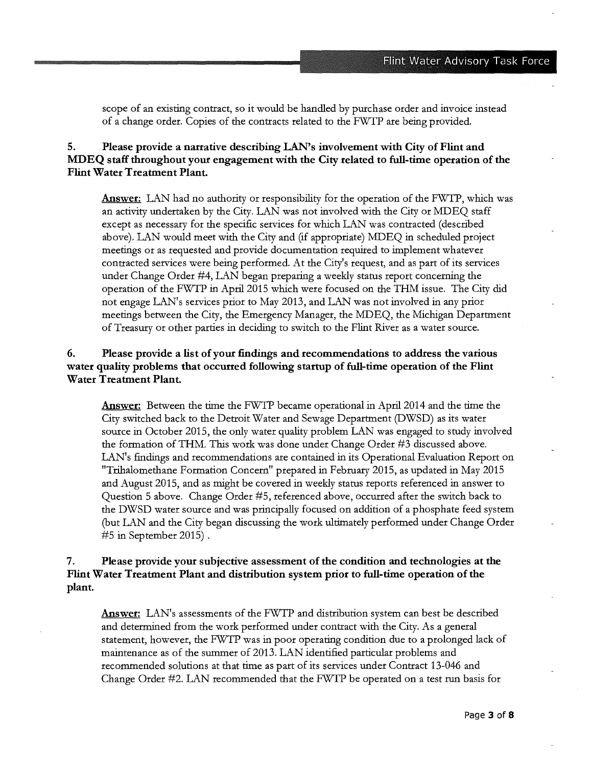scope of an existing contract, so it would be handled by purchase order and invoice instead of a change order. Copies of the contracts related to the FWTP are being provided.

**5. Please provide a narrative describing LAN's involvement with City of Flint and MDEQ staff throughout your engagement with the City related to full-time operation of the Flint Water Treatment Plant.**

**Answer:** LAN had no authority or responsibility for the operation of the FWTP, which was an activity undertaken by the City. LAN was not involved with the City or MDEQ staff except as necessary for the specific services for which LAN was contracted (described above). LAN would meet with the City and (if appropriate) MDEQ in scheduled project meetings or as requested and provide documentation required to implement whatever contracted services were being performed. At the City's request, and as part of its services under Change Order #4, LAN began preparing a weekly status report concerning the operation of the FWTP in April 2015 which were focused on the THM issue. The City did not engage LAN's services prior to May 2013, and LAN was not involved in any prior meetings between the City, the Emergency Manager, the MDEQ, the Michigan Department of Treasury or other parties in deciding to switch to the Flint River as a water source.

**6. Please provide a list of your findings and recommendations to address the various water quality problems that occurred following startup of full-time operation of the Flint Water Treatment Plant.**

**Answer:** Between the time the FWTP became operational in April 2014 and the time the City switched back to the Detroit Water and Sewage Department (DWSD) as its water source in October 2015, the only water quality problem LAN was engaged to study involved the formation of THM. This work was done under Change Order #3 discussed above. LAN's findings and recommendations are contained in its Operational Evaluation Report on "Trihalomethane Formation Concern" prepared in February 2015, as updated in May 2015 and August 2015, and as might be covered in weekly status reports referenced in answer to Question 5 above. Change Order #5, referenced above, occurred after the switch back to the DWSD water source and was principally focused on addition of a phosphate feed system (but LAN and the City began discussing the work ultimately performed under Change Order #5 in September 2015) .

**7. Please provide your subjective assessment of the condition and technologies at the Flint Water Treatment Plant and distribution system prior to full-time operation of the plant.**

**Answer:** LAN's assessments of the FWTP and distribution system can best be described and determined from the work performed under contract with the City. As a general statement, however, the FWTP was in poor operating condition due to a prolonged lack of maintenance as of the summer of 2013. LAN identified particular problems and recommended solutions at that time as part of its services under Contract 13-046 and Change Order #2. LAN recommended that the FWTP be operated on a test run basis for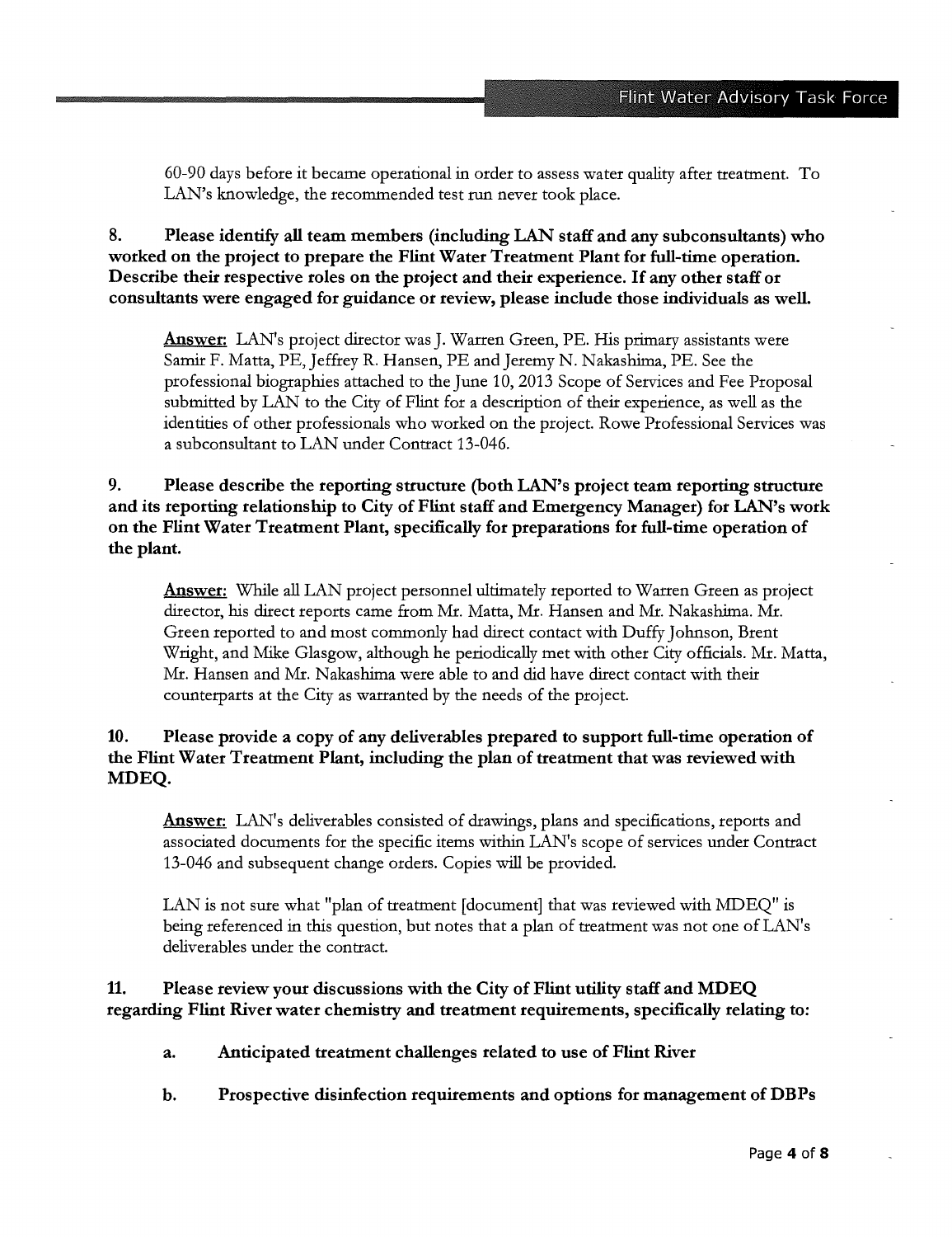60-90 days before it became operational in order to assess water quality after treatment. To LAN's knowledge, the recommended test run never took place.

**8. Please identify all team members (including LAN staff and any subconsultants) who worked on the project to prepare the Flint Water Treatment Plant for full-time operation. Describe their respective roles on the project and their experience. If any other staff or consultants were engaged for guidance or review, please include those individuals as well.**

> **Answer:** LAN's project director was J. Warren Green, PE. His primary assistants were Samir F. Matta, PE, Jeffrey R. Hansen, PE and Jeremy N. Nakashima, PE. See the professional biographies attached to the June 10, 2013 Scope of Services and Fee Proposal submitted by LAN to the City of Flint for a description of their experience, as well as the identities of other professionals who worked on the project. Rowe Professional Services was a subconsultant to LAN under Contract 13-046.

**9. Please describe the reporting structure (both LAN's project team reporting structure and its reporting relationship to City of Flint staff and Emergency Manager) for LAN's work on the Flint Water Treatment Plant, specifically for preparations for full-time operation of the plant.**

> **Answer:** While all LAN project personnel ultimately reported to Warren Green as project director, his direct reports came from Mr. Matta, Mr. Hansen and Mr. Nakashima. Mr. Green reported to and most commonly had direct contact with Duffy Johnson, Brent Wright, and Mike Glasgow, although he periodically met with other City officials. Mr. Matta, Mr. Hansen and Mr. Nakashima were able to and did have direct contact with their counterparts at the City as warranted by the needs of the project.

**10. Please provide a copy of any deliverables prepared to support full-time operation of the Flint Water Treatment Plant, including the plan of treatment that was reviewed with MDEQ.**

> **Answer:** LAN's deliverables consisted of drawings, plans and specifications, reports and associated documents for the specific items within LAN's scope of services under Contract 13-046 and subsequent change orders. Copies will be provided.
>
> LAN is not sure what "plan of treatment [document] that was reviewed with MDEQ" is being referenced in this question, but notes that a plan of treatment was not one of LAN's deliverables under the contract.

**11. Please review your discussions with the City of Flint utility staff and MDEQ regarding Flint River water chemistry and treatment requirements, specifically relating to:**

- **a. Anticipated treatment challenges related to use of Flint River**
- **b. Prospective disinfection requirements and options for management of DBPs**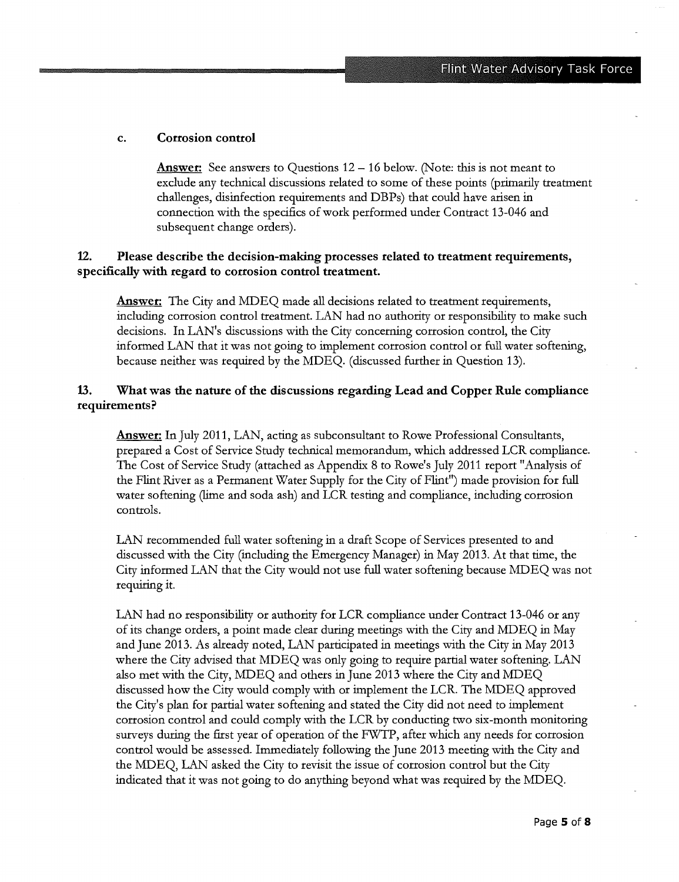c. **Corrosion control**

**Answer:** See answers to Questions 12 – 16 below. (Note: this is not meant to exclude any technical discussions related to some of these points (primarily treatment challenges, disinfection requirements and DBPs) that could have arisen in connection with the specifics of work performed under Contract 13-046 and subsequent change orders).

**12. Please describe the decision-making processes related to treatment requirements, specifically with regard to corrosion control treatment.**

**Answer:** The City and MDEQ made all decisions related to treatment requirements, including corrosion control treatment. LAN had no authority or responsibility to make such decisions. In LAN's discussions with the City concerning corrosion control, the City informed LAN that it was not going to implement corrosion control or full water softening, because neither was required by the MDEQ. (discussed further in Question 13).

**13. What was the nature of the discussions regarding Lead and Copper Rule compliance requirements?**

**Answer:** In July 2011, LAN, acting as subconsultant to Rowe Professional Consultants, prepared a Cost of Service Study technical memorandum, which addressed LCR compliance. The Cost of Service Study (attached as Appendix 8 to Rowe's July 2011 report "Analysis of the Flint River as a Permanent Water Supply for the City of Flint") made provision for full water softening (lime and soda ash) and LCR testing and compliance, including corrosion controls.

LAN recommended full water softening in a draft Scope of Services presented to and discussed with the City (including the Emergency Manager) in May 2013. At that time, the City informed LAN that the City would not use full water softening because MDEQ was not requiring it.

LAN had no responsibility or authority for LCR compliance under Contract 13-046 or any of its change orders, a point made clear during meetings with the City and MDEQ in May and June 2013. As already noted, LAN participated in meetings with the City in May 2013 where the City advised that MDEQ was only going to require partial water softening. LAN also met with the City, MDEQ and others in June 2013 where the City and MDEQ discussed how the City would comply with or implement the LCR. The MDEQ approved the City's plan for partial water softening and stated the City did not need to implement corrosion control and could comply with the LCR by conducting two six-month monitoring surveys during the first year of operation of the FWTP, after which any needs for corrosion control would be assessed. Immediately following the June 2013 meeting with the City and the MDEQ, LAN asked the City to revisit the issue of corrosion control but the City indicated that it was not going to do anything beyond what was required by the MDEQ.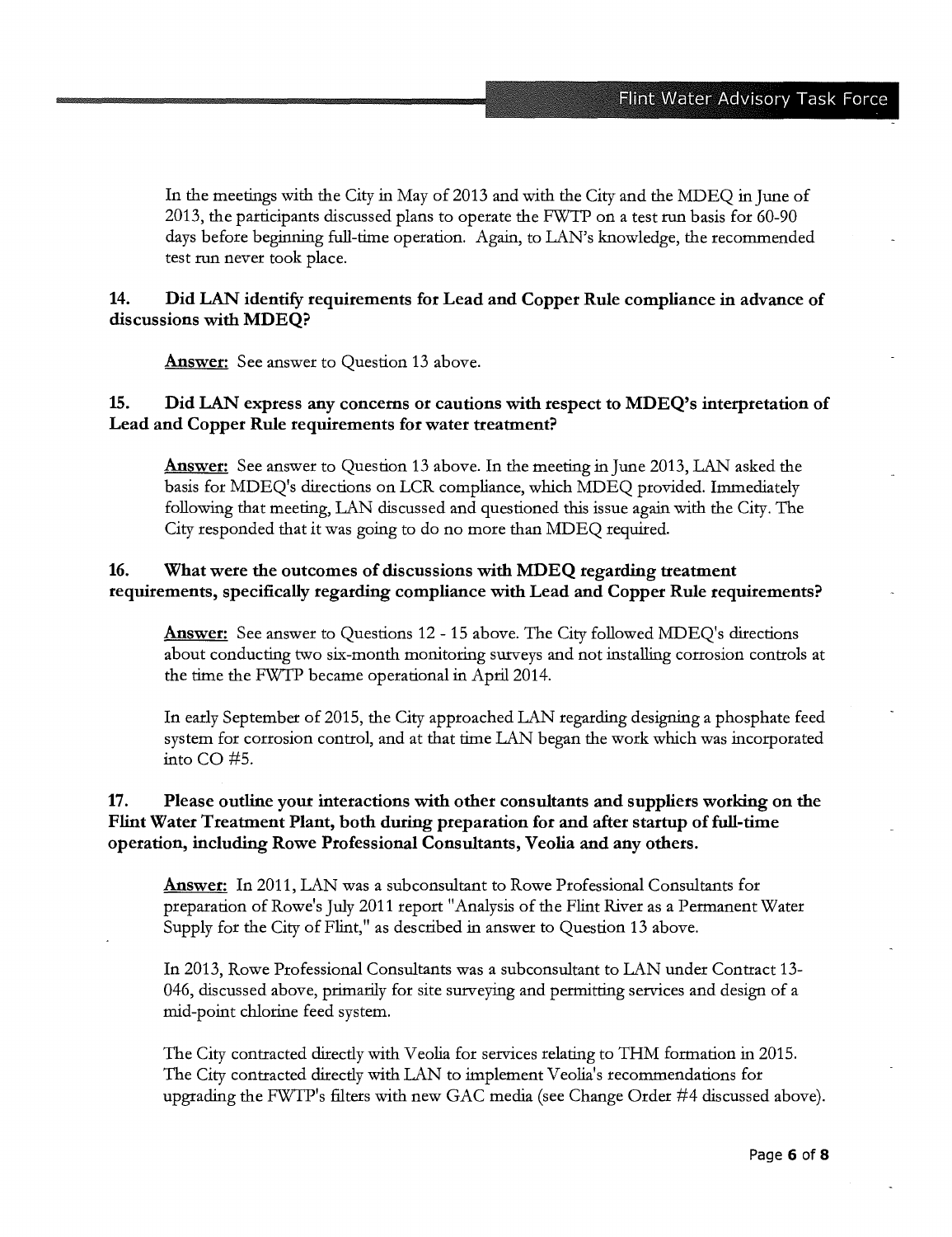In the meetings with the City in May of 2013 and with the City and the MDEQ in June of 2013, the participants discussed plans to operate the FWTP on a test run basis for 60-90 days before beginning full-time operation. Again, to LAN's knowledge, the recommended test run never took place.

**14. Did LAN identify requirements for Lead and Copper Rule compliance in advance of discussions with MDEQ?**

**Answer:** See answer to Question 13 above.

**15. Did LAN express any concerns or cautions with respect to MDEQ's interpretation of Lead and Copper Rule requirements for water treatment?**

**Answer:** See answer to Question 13 above. In the meeting in June 2013, LAN asked the basis for MDEQ's directions on LCR compliance, which MDEQ provided. Immediately following that meeting, LAN discussed and questioned this issue again with the City. The City responded that it was going to do no more than MDEQ required.

**16. What were the outcomes of discussions with MDEQ regarding treatment requirements, specifically regarding compliance with Lead and Copper Rule requirements?**

**Answer:** See answer to Questions 12 - 15 above. The City followed MDEQ's directions about conducting two six-month monitoring surveys and not installing corrosion controls at the time the FWTP became operational in April 2014.

In early September of 2015, the City approached LAN regarding designing a phosphate feed system for corrosion control, and at that time LAN began the work which was incorporated into CO #5.

**17. Please outline your interactions with other consultants and suppliers working on the Flint Water Treatment Plant, both during preparation for and after startup of full-time operation, including Rowe Professional Consultants, Veolia and any others.**

**Answer:** In 2011, LAN was a subconsultant to Rowe Professional Consultants for preparation of Rowe's July 2011 report "Analysis of the Flint River as a Permanent Water Supply for the City of Flint," as described in answer to Question 13 above.

In 2013, Rowe Professional Consultants was a subconsultant to LAN under Contract 13-046, discussed above, primarily for site surveying and permitting services and design of a mid-point chlorine feed system.

The City contracted directly with Veolia for services relating to THM formation in 2015. The City contracted directly with LAN to implement Veolia's recommendations for upgrading the FWTP's filters with new GAC media (see Change Order #4 discussed above).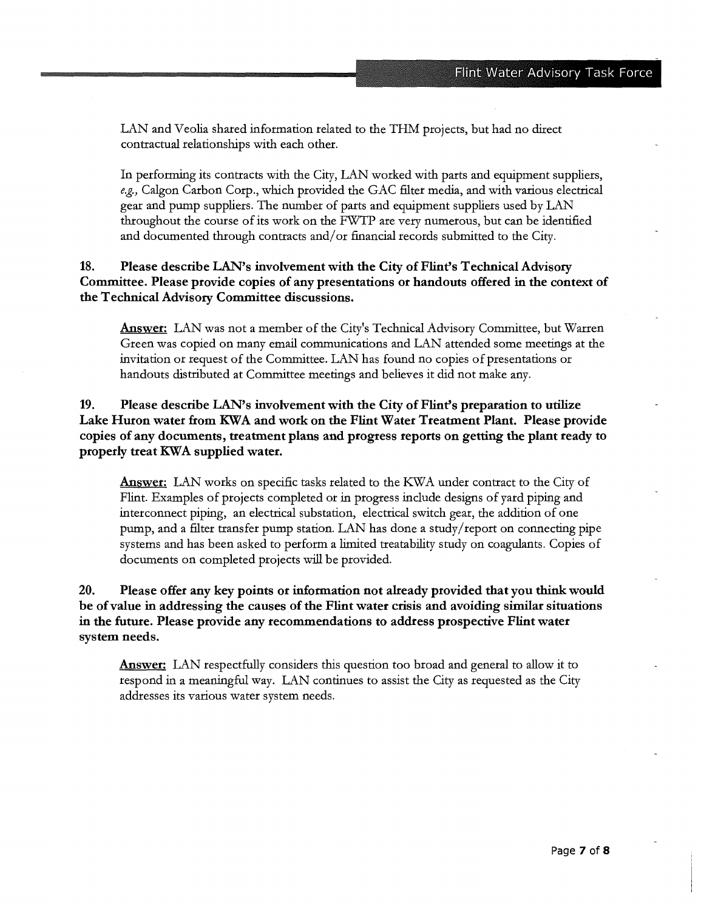LAN and Veolia shared information related to the THM projects, but had no direct contractual relationships with each other.

In performing its contracts with the City, LAN worked with parts and equipment suppliers, *e.g.,* Calgon Carbon Corp., which provided the GAC filter media, and with various electrical gear and pump suppliers. The number of parts and equipment suppliers used by LAN throughout the course of its work on the FWTP are very numerous, but can be identified and documented through contracts and/or financial records submitted to the City.

**18. Please describe LAN's involvement with the City of Flint's Technical Advisory Committee. Please provide copies of any presentations or handouts offered in the context of the Technical Advisory Committee discussions.**

<u>**Answer:**</u> LAN was not a member of the City's Technical Advisory Committee, but Warren Green was copied on many email communications and LAN attended some meetings at the invitation or request of the Committee. LAN has found no copies of presentations or handouts distributed at Committee meetings and believes it did not make any.

**19. Please describe LAN's involvement with the City of Flint's preparation to utilize Lake Huron water from KWA and work on the Flint Water Treatment Plant. Please provide copies of any documents, treatment plans and progress reports on getting the plant ready to properly treat KWA supplied water.**

<u>**Answer:**</u> LAN works on specific tasks related to the KWA under contract to the City of Flint. Examples of projects completed or in progress include designs of yard piping and interconnect piping, an electrical substation, electrical switch gear, the addition of one pump, and a filter transfer pump station. LAN has done a study/report on connecting pipe systems and has been asked to perform a limited treatability study on coagulants. Copies of documents on completed projects will be provided.

**20. Please offer any key points or information not already provided that you think would be of value in addressing the causes of the Flint water crisis and avoiding similar situations in the future. Please provide any recommendations to address prospective Flint water system needs.**

<u>**Answer:**</u> LAN respectfully considers this question too broad and general to allow it to respond in a meaningful way. LAN continues to assist the City as requested as the City addresses its various water system needs.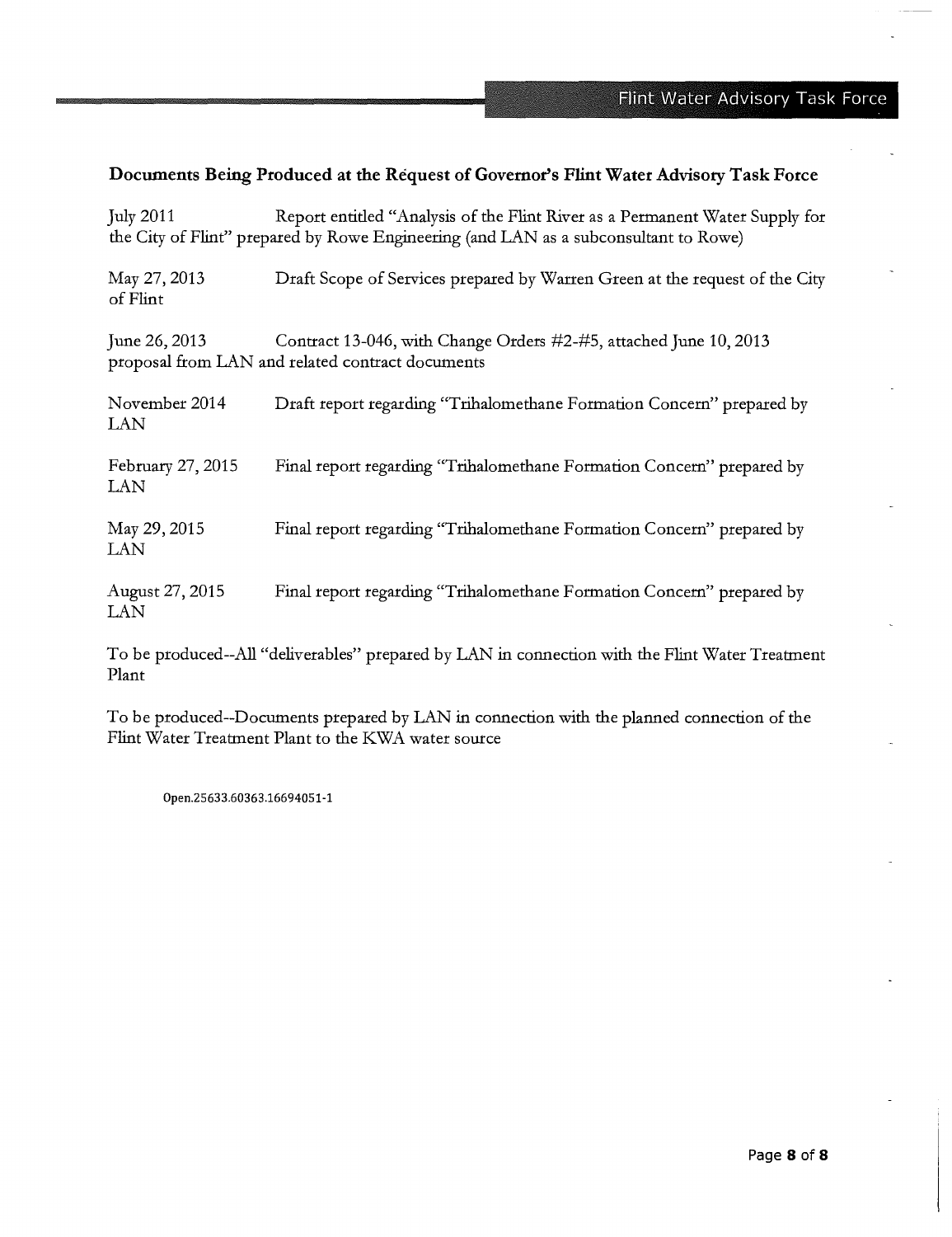## Documents Being Produced at the Request of Governor's Flint Water Advisory Task Force

July 2011 Report entitled "Analysis of the Flint River as a Permanent Water Supply for the City of Flint" prepared by Rowe Engineering (and LAN as a subconsultant to Rowe)

May 27, 2013 Draft Scope of Services prepared by Warren Green at the request of the City of Flint

June 26, 2013 Contract 13-046, with Change Orders #2-#5, attached June 10, 2013 proposal from LAN and related contract documents

November 2014 Draft report regarding "Trihalomethane Formation Concern" prepared by LAN

February 27, 2015 Final report regarding "Trihalomethane Formation Concern" prepared by LAN

May 29, 2015 Final report regarding "Trihalomethane Formation Concern" prepared by LAN

August 27, 2015 Final report regarding "Trihalomethane Formation Concern" prepared by LAN

To be produced--All "deliverables" prepared by LAN in connection with the Flint Water Treatment Plant

To be produced--Documents prepared by LAN in connection with the planned connection of the Flint Water Treatment Plant to the KWA water source

Open.25633.60363.16694051-1